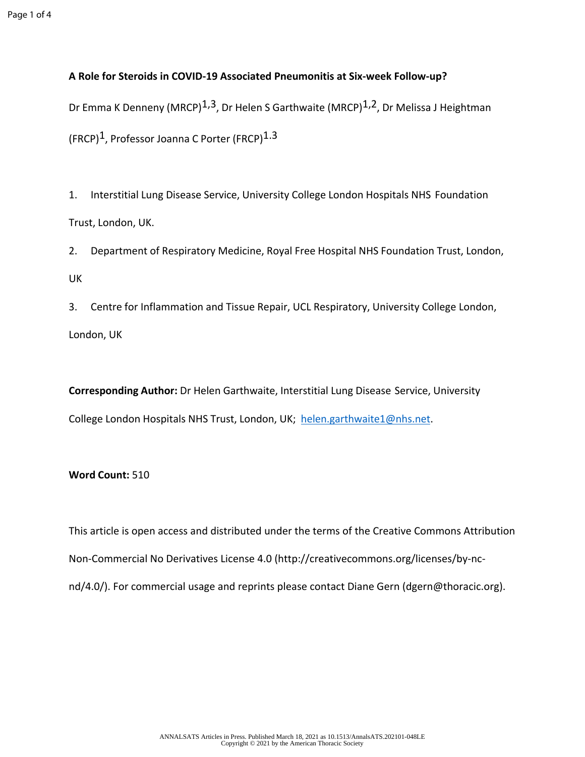**A Role for Steroids in COVID-19 Associated Pneumonitis at Six-week Follow-up?**

Dr Emma K Denneny (MRCP)[1,3], Dr Helen S Garthwaite (MRCP)[1,2], Dr Melissa J Heightman (FRCP)[1], Professor Joanna C Porter (FRCP)[1.3]

1. Interstitial Lung Disease Service, University College London Hospitals NHS Foundation Trust, London, UK.
2. Department of Respiratory Medicine, Royal Free Hospital NHS Foundation Trust, London, UK
3. Centre for Inflammation and Tissue Repair, UCL Respiratory, University College London, London, UK

**Corresponding Author:** Dr Helen Garthwaite, Interstitial Lung Disease Service, University College London Hospitals NHS Trust, London, UK; helen.garthwaite1@nhs.net.

**Word Count:** 510

This article is open access and distributed under the terms of the Creative Commons Attribution Non-Commercial No Derivatives License 4.0 (http://creativecommons.org/licenses/by-nc-nd/4.0/). For commercial usage and reprints please contact Diane Gern (dgern@thoracic.org).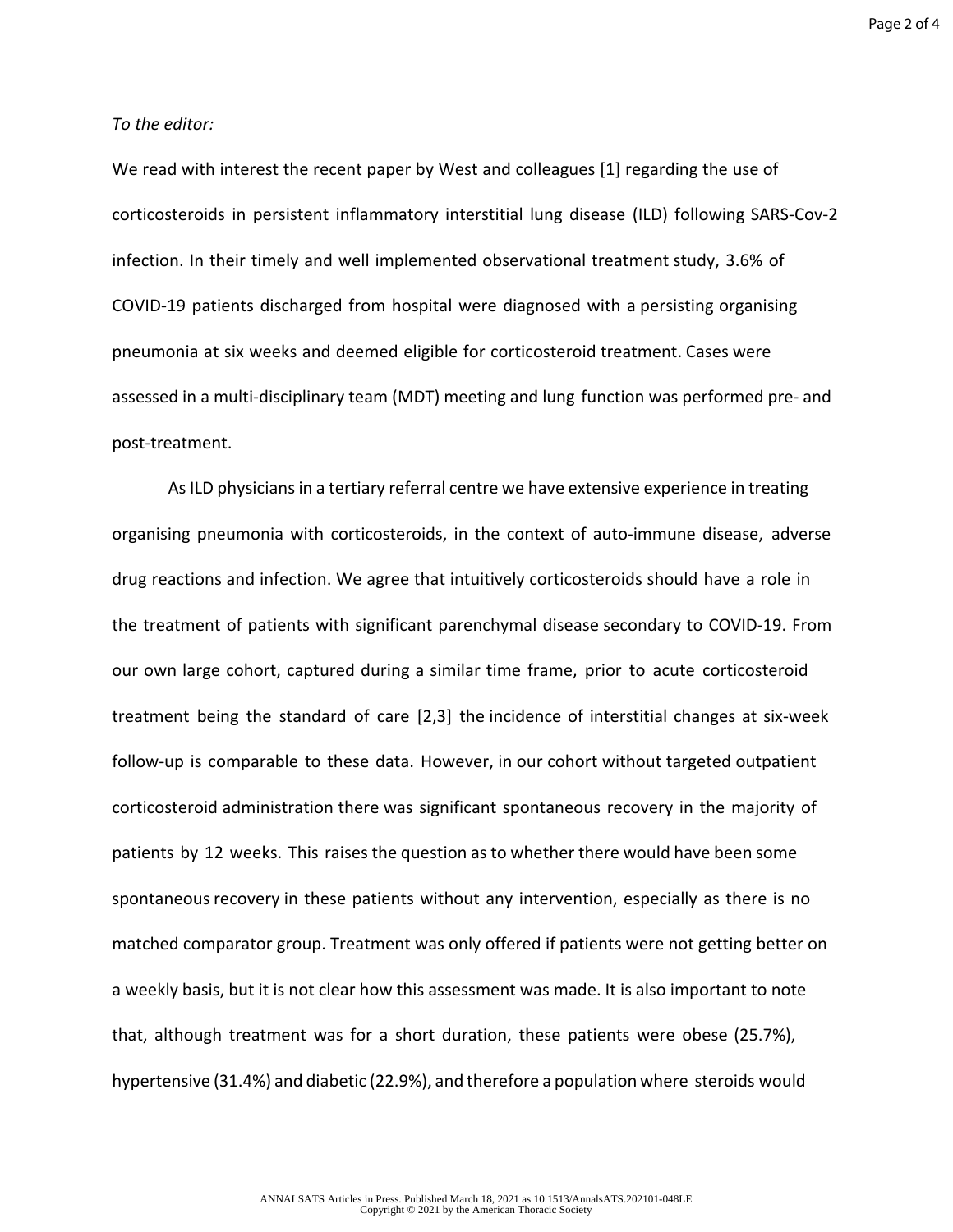*To the editor:*

We read with interest the recent paper by West and colleagues [1] regarding the use of corticosteroids in persistent inflammatory interstitial lung disease (ILD) following SARS-Cov-2 infection. In their timely and well implemented observational treatment study, 3.6% of COVID-19 patients discharged from hospital were diagnosed with a persisting organising pneumonia at six weeks and deemed eligible for corticosteroid treatment. Cases were assessed in a multi-disciplinary team (MDT) meeting and lung function was performed pre- and post-treatment.

As ILD physicians in a tertiary referral centre we have extensive experience in treating organising pneumonia with corticosteroids, in the context of auto-immune disease, adverse drug reactions and infection. We agree that intuitively corticosteroids should have a role in the treatment of patients with significant parenchymal disease secondary to COVID-19. From our own large cohort, captured during a similar time frame, prior to acute corticosteroid treatment being the standard of care [2,3] the incidence of interstitial changes at six-week follow-up is comparable to these data. However, in our cohort without targeted outpatient corticosteroid administration there was significant spontaneous recovery in the majority of patients by 12 weeks. This raises the question as to whether there would have been some spontaneous recovery in these patients without any intervention, especially as there is no matched comparator group. Treatment was only offered if patients were not getting better on a weekly basis, but it is not clear how this assessment was made. It is also important to note that, although treatment was for a short duration, these patients were obese (25.7%), hypertensive (31.4%) and diabetic (22.9%), and therefore a population where steroids would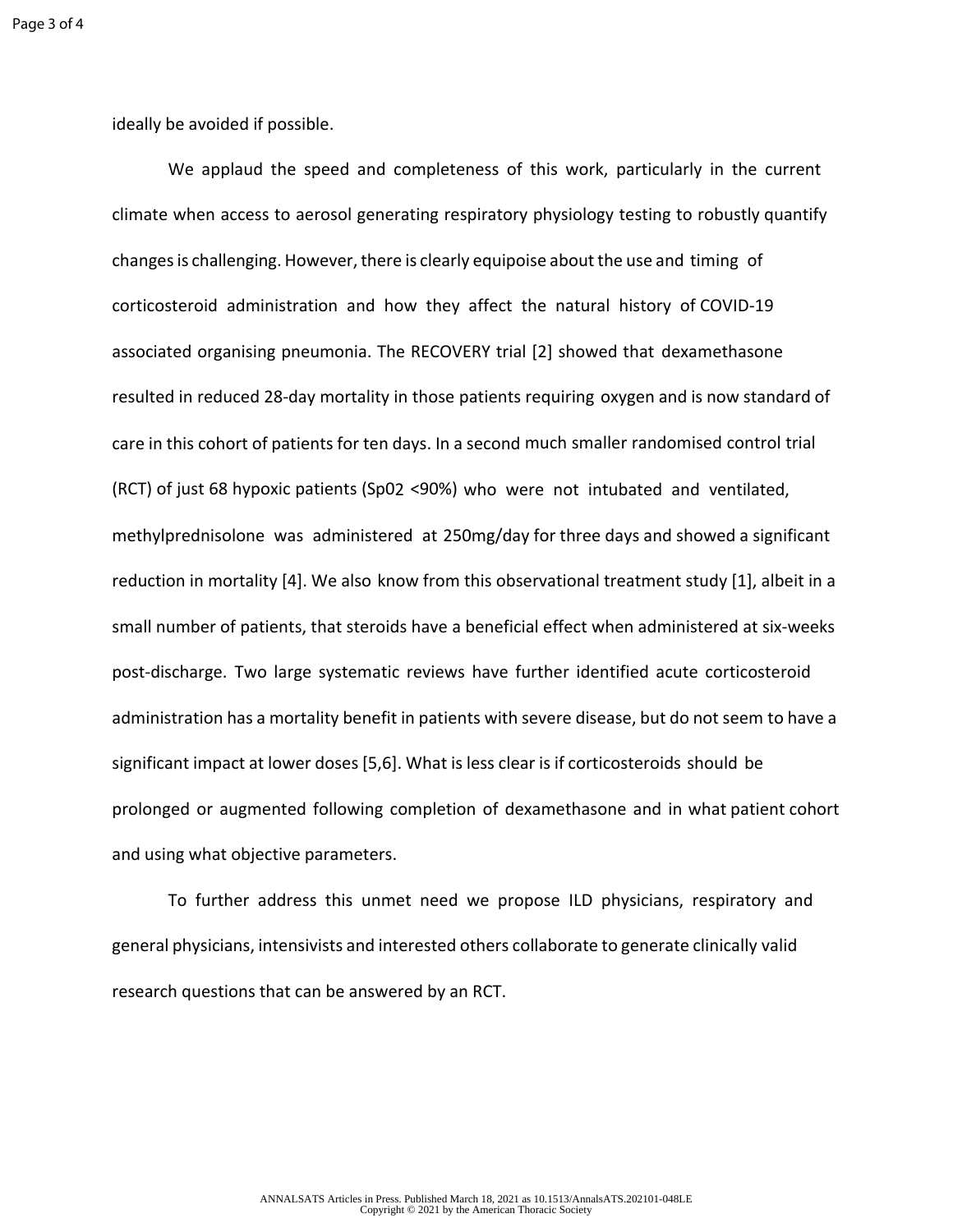ideally be avoided if possible.

We applaud the speed and completeness of this work, particularly in the current climate when access to aerosol generating respiratory physiology testing to robustly quantify changes is challenging. However, there is clearly equipoise about the use and timing of corticosteroid administration and how they affect the natural history of COVID-19 associated organising pneumonia. The RECOVERY trial [2] showed that dexamethasone resulted in reduced 28-day mortality in those patients requiring oxygen and is now standard of care in this cohort of patients for ten days. In a second much smaller randomised control trial (RCT) of just 68 hypoxic patients (Sp02 <90%) who were not intubated and ventilated, methylprednisolone was administered at 250mg/day for three days and showed a significant reduction in mortality [4]. We also know from this observational treatment study [1], albeit in a small number of patients, that steroids have a beneficial effect when administered at six-weeks post-discharge. Two large systematic reviews have further identified acute corticosteroid administration has a mortality benefit in patients with severe disease, but do not seem to have a significant impact at lower doses [5,6]. What is less clear is if corticosteroids should be prolonged or augmented following completion of dexamethasone and in what patient cohort and using what objective parameters.

To further address this unmet need we propose ILD physicians, respiratory and general physicians, intensivists and interested others collaborate to generate clinically valid research questions that can be answered by an RCT.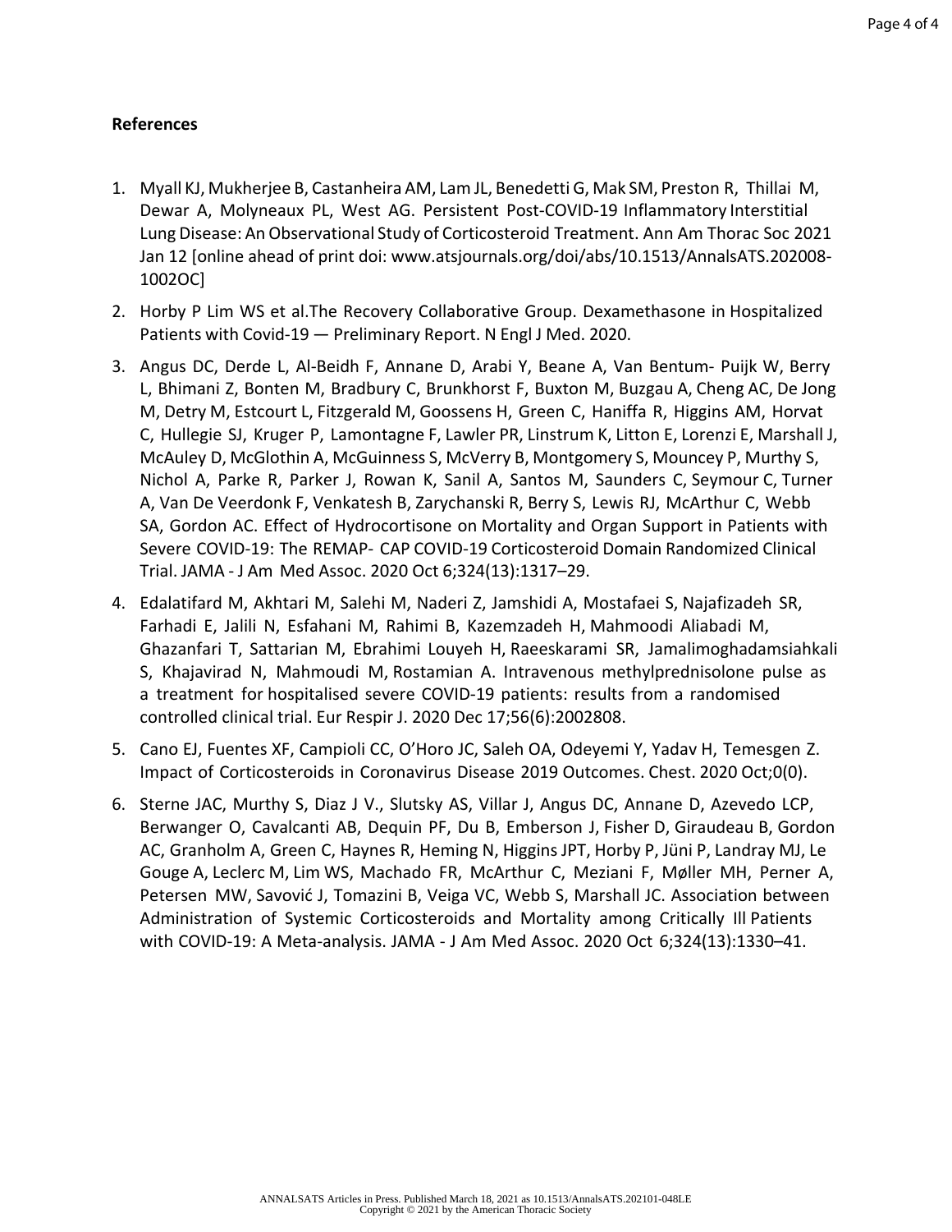**References**

1. Myall KJ, Mukherjee B, Castanheira AM, Lam JL, Benedetti G, Mak SM, Preston R, Thillai M, Dewar A, Molyneaux PL, West AG. Persistent Post-COVID-19 Inflammatory Interstitial Lung Disease: An Observational Study of Corticosteroid Treatment. Ann Am Thorac Soc 2021 Jan 12 [online ahead of print doi: www.atsjournals.org/doi/abs/10.1513/AnnalsATS.202008-1002OC]

2. Horby P Lim WS et al.The Recovery Collaborative Group. Dexamethasone in Hospitalized Patients with Covid-19 — Preliminary Report. N Engl J Med. 2020.

3. Angus DC, Derde L, Al-Beidh F, Annane D, Arabi Y, Beane A, Van Bentum- Puijk W, Berry L, Bhimani Z, Bonten M, Bradbury C, Brunkhorst F, Buxton M, Buzgau A, Cheng AC, De Jong M, Detry M, Estcourt L, Fitzgerald M, Goossens H, Green C, Haniffa R, Higgins AM, Horvat C, Hullegie SJ, Kruger P, Lamontagne F, Lawler PR, Linstrum K, Litton E, Lorenzi E, Marshall J, McAuley D, McGlothin A, McGuinness S, McVerry B, Montgomery S, Mouncey P, Murthy S, Nichol A, Parke R, Parker J, Rowan K, Sanil A, Santos M, Saunders C, Seymour C, Turner A, Van De Veerdonk F, Venkatesh B, Zarychanski R, Berry S, Lewis RJ, McArthur C, Webb SA, Gordon AC. Effect of Hydrocortisone on Mortality and Organ Support in Patients with Severe COVID-19: The REMAP- CAP COVID-19 Corticosteroid Domain Randomized Clinical Trial. JAMA - J Am Med Assoc. 2020 Oct 6;324(13):1317–29.

4. Edalatifard M, Akhtari M, Salehi M, Naderi Z, Jamshidi A, Mostafaei S, Najafizadeh SR, Farhadi E, Jalili N, Esfahani M, Rahimi B, Kazemzadeh H, Mahmoodi Aliabadi M, Ghazanfari T, Sattarian M, Ebrahimi Louyeh H, Raeeskarami SR, Jamalimoghadamsiahkali S, Khajavirad N, Mahmoudi M, Rostamian A. Intravenous methylprednisolone pulse as a treatment for hospitalised severe COVID-19 patients: results from a randomised controlled clinical trial. Eur Respir J. 2020 Dec 17;56(6):2002808.

5. Cano EJ, Fuentes XF, Campioli CC, O'Horo JC, Saleh OA, Odeyemi Y, Yadav H, Temesgen Z. Impact of Corticosteroids in Coronavirus Disease 2019 Outcomes. Chest. 2020 Oct;0(0).

6. Sterne JAC, Murthy S, Diaz J V., Slutsky AS, Villar J, Angus DC, Annane D, Azevedo LCP, Berwanger O, Cavalcanti AB, Dequin PF, Du B, Emberson J, Fisher D, Giraudeau B, Gordon AC, Granholm A, Green C, Haynes R, Heming N, Higgins JPT, Horby P, Jüni P, Landray MJ, Le Gouge A, Leclerc M, Lim WS, Machado FR, McArthur C, Meziani F, Møller MH, Perner A, Petersen MW, Savović J, Tomazini B, Veiga VC, Webb S, Marshall JC. Association between Administration of Systemic Corticosteroids and Mortality among Critically Ill Patients with COVID-19: A Meta-analysis. JAMA - J Am Med Assoc. 2020 Oct 6;324(13):1330–41.